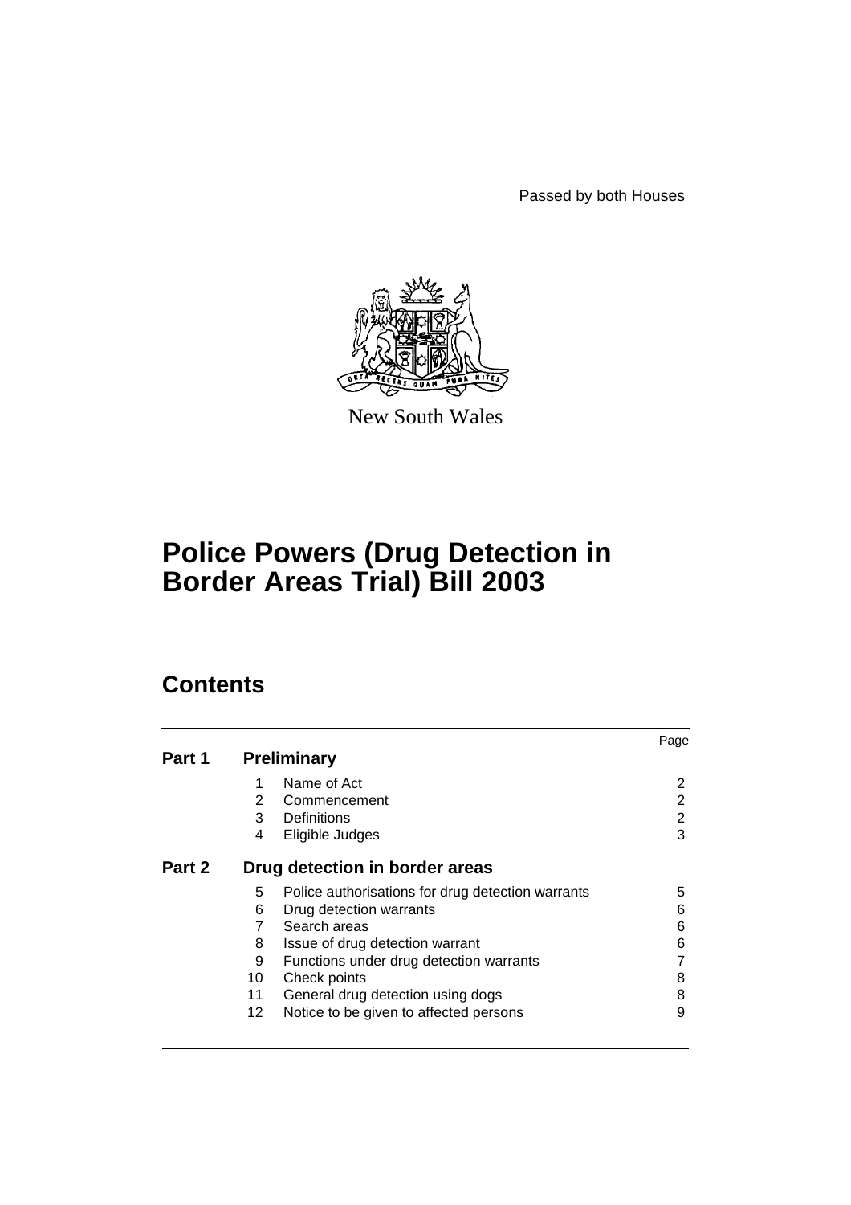Passed by both Houses

New South Wales

# Police Powers (Drug Detection in Border Areas Trial) Bill 2003

## Contents

| | | | Page |
|---|---|---|---|
| **Part 1** | **Preliminary** | | |
| | 1 | Name of Act | 2 |
| | 2 | Commencement | 2 |
| | 3 | Definitions | 2 |
| | 4 | Eligible Judges | 3 |
| **Part 2** | **Drug detection in border areas** | | |
| | 5 | Police authorisations for drug detection warrants | 5 |
| | 6 | Drug detection warrants | 6 |
| | 7 | Search areas | 6 |
| | 8 | Issue of drug detection warrant | 6 |
| | 9 | Functions under drug detection warrants | 7 |
| | 10 | Check points | 8 |
| | 11 | General drug detection using dogs | 8 |
| | 12 | Notice to be given to affected persons | 9 |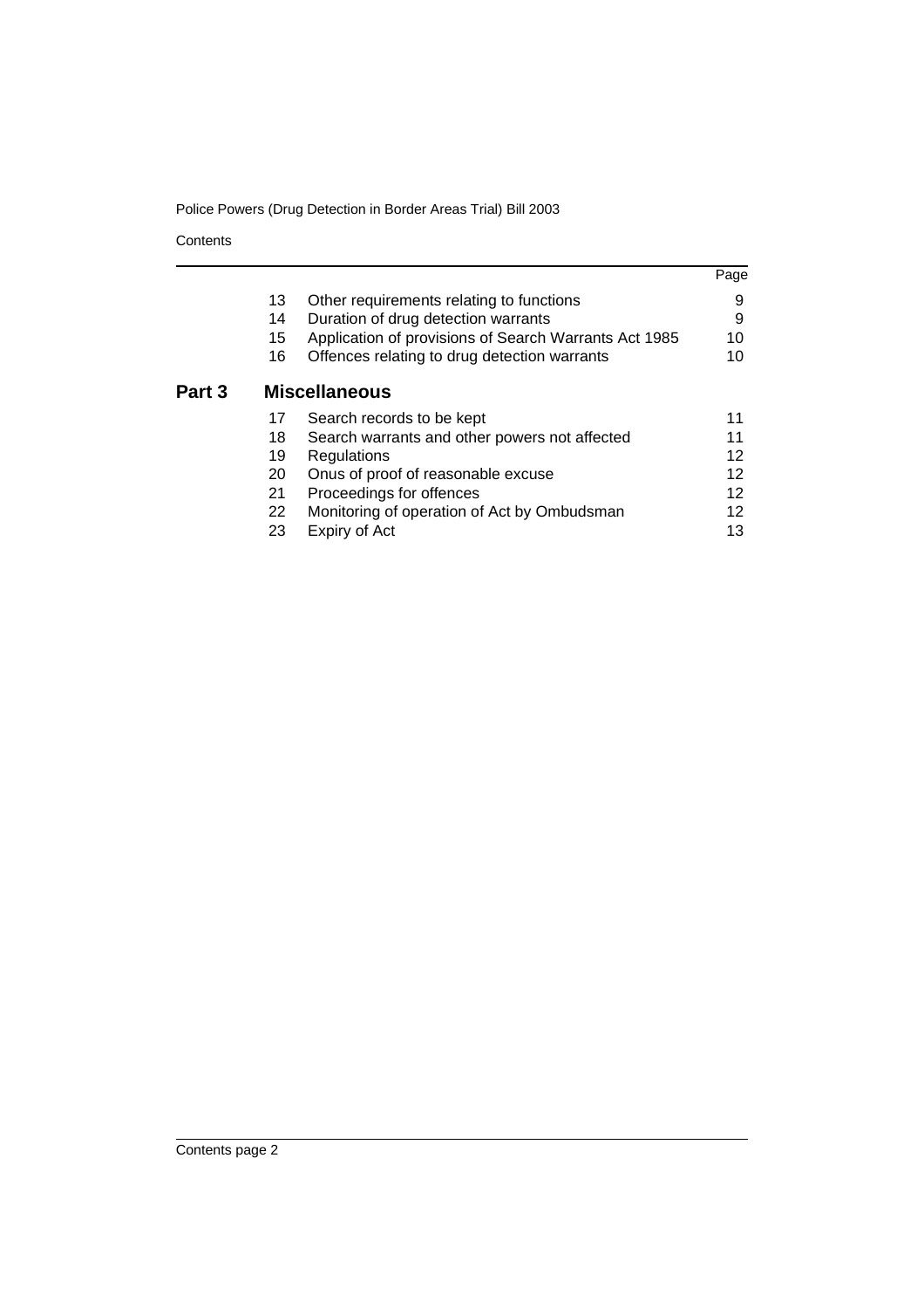| | | Page |
|---|---|---|
| 13 | Other requirements relating to functions | 9 |
| 14 | Duration of drug detection warrants | 9 |
| 15 | Application of provisions of Search Warrants Act 1985 | 10 |
| 16 | Offences relating to drug detection warrants | 10 |
| **Part 3** | **Miscellaneous** | |
| 17 | Search records to be kept | 11 |
| 18 | Search warrants and other powers not affected | 11 |
| 19 | Regulations | 12 |
| 20 | Onus of proof of reasonable excuse | 12 |
| 21 | Proceedings for offences | 12 |
| 22 | Monitoring of operation of Act by Ombudsman | 12 |
| 23 | Expiry of Act | 13 |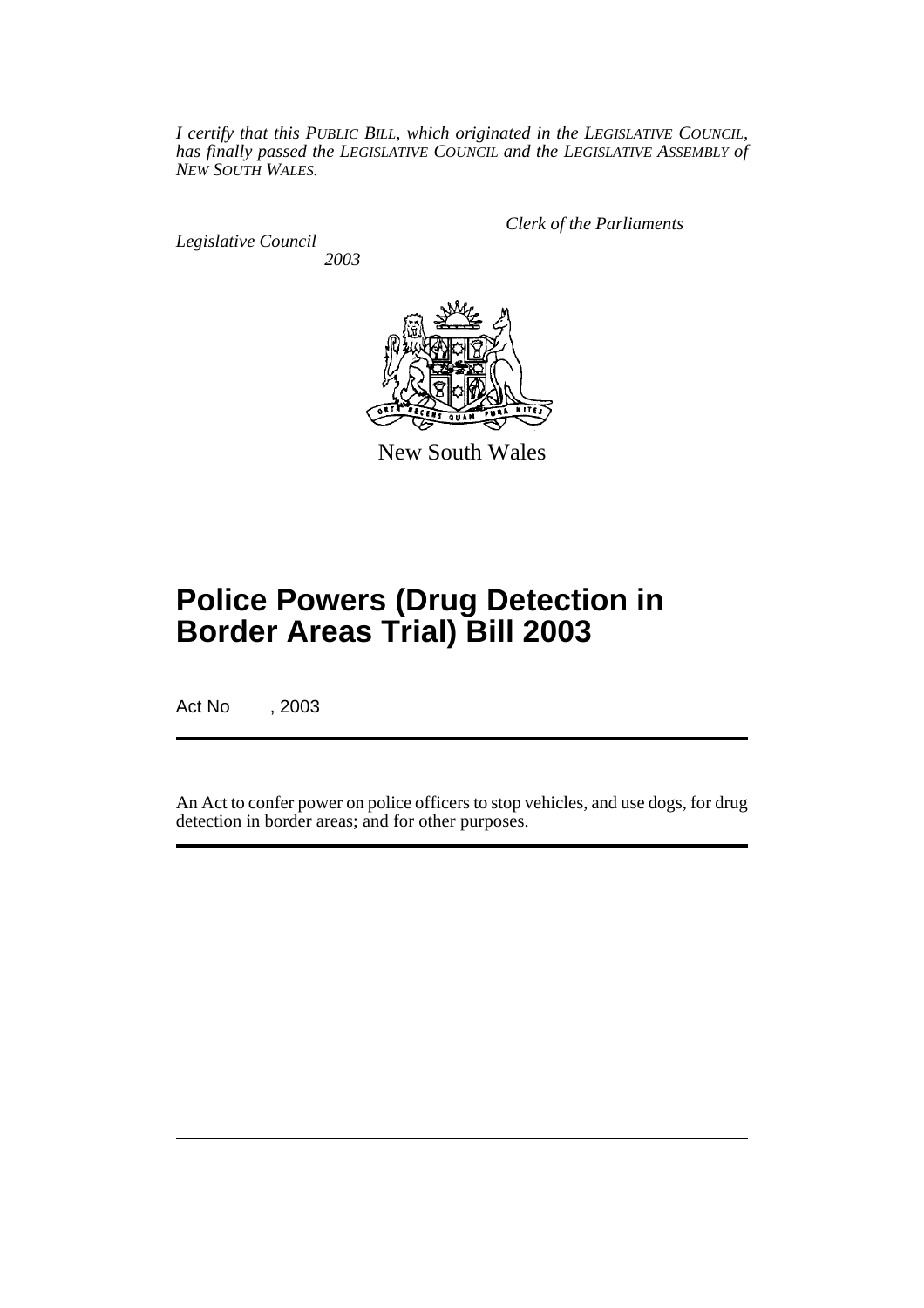*I certify that this PUBLIC BILL, which originated in the LEGISLATIVE COUNCIL, has finally passed the LEGISLATIVE COUNCIL and the LEGISLATIVE ASSEMBLY of NEW SOUTH WALES.*

*Clerk of the Parliaments*

*Legislative Council*

*2003*

New South Wales

# Police Powers (Drug Detection in Border Areas Trial) Bill 2003

Act No , 2003

An Act to confer power on police officers to stop vehicles, and use dogs, for drug detection in border areas; and for other purposes.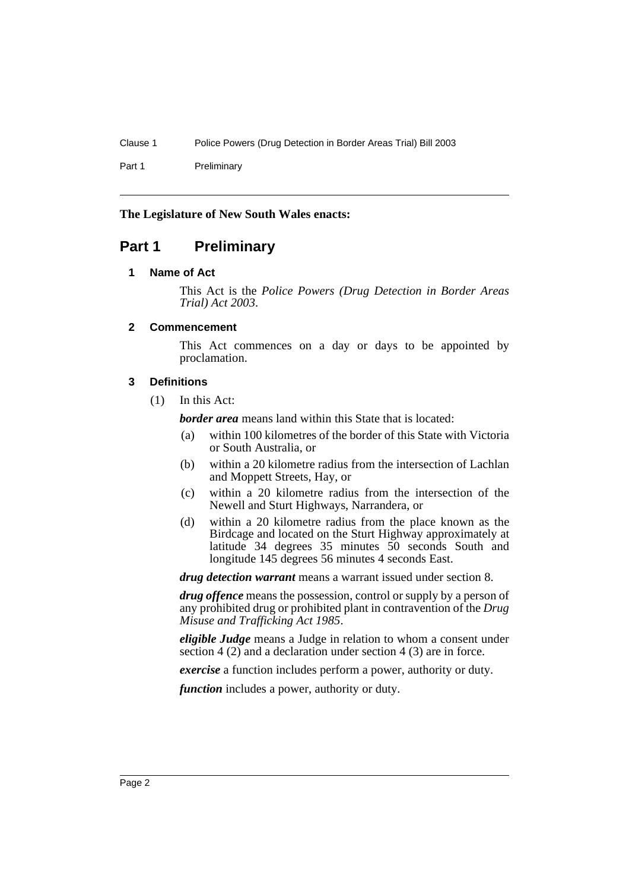**The Legislature of New South Wales enacts:**

# Part 1 Preliminary

## 1 Name of Act

This Act is the *Police Powers (Drug Detection in Border Areas Trial) Act 2003*.

## 2 Commencement

This Act commences on a day or days to be appointed by proclamation.

## 3 Definitions

(1) In this Act:

***border area*** means land within this State that is located:

- (a) within 100 kilometres of the border of this State with Victoria or South Australia, or
- (b) within a 20 kilometre radius from the intersection of Lachlan and Moppett Streets, Hay, or
- (c) within a 20 kilometre radius from the intersection of the Newell and Sturt Highways, Narrandera, or
- (d) within a 20 kilometre radius from the place known as the Birdcage and located on the Sturt Highway approximately at latitude 34 degrees 35 minutes 50 seconds South and longitude 145 degrees 56 minutes 4 seconds East.

***drug detection warrant*** means a warrant issued under section 8.

***drug offence*** means the possession, control or supply by a person of any prohibited drug or prohibited plant in contravention of the *Drug Misuse and Trafficking Act 1985*.

***eligible Judge*** means a Judge in relation to whom a consent under section 4 (2) and a declaration under section 4 (3) are in force.

***exercise*** a function includes perform a power, authority or duty.

***function*** includes a power, authority or duty.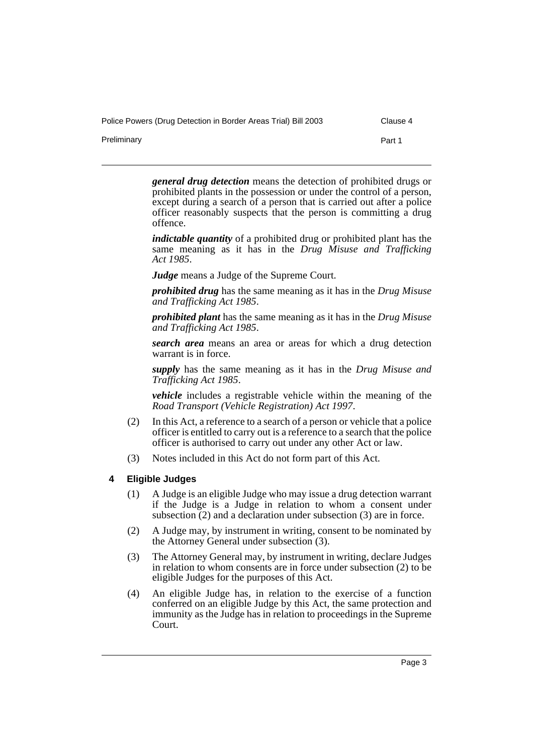***general drug detection*** means the detection of prohibited drugs or prohibited plants in the possession or under the control of a person, except during a search of a person that is carried out after a police officer reasonably suspects that the person is committing a drug offence.

***indictable quantity*** of a prohibited drug or prohibited plant has the same meaning as it has in the *Drug Misuse and Trafficking Act 1985*.

***Judge*** means a Judge of the Supreme Court.

***prohibited drug*** has the same meaning as it has in the *Drug Misuse and Trafficking Act 1985*.

***prohibited plant*** has the same meaning as it has in the *Drug Misuse and Trafficking Act 1985*.

***search area*** means an area or areas for which a drug detection warrant is in force.

***supply*** has the same meaning as it has in the *Drug Misuse and Trafficking Act 1985*.

***vehicle*** includes a registrable vehicle within the meaning of the *Road Transport (Vehicle Registration) Act 1997*.

(2) In this Act, a reference to a search of a person or vehicle that a police officer is entitled to carry out is a reference to a search that the police officer is authorised to carry out under any other Act or law.

(3) Notes included in this Act do not form part of this Act.

#### 4 Eligible Judges

(1) A Judge is an eligible Judge who may issue a drug detection warrant if the Judge is a Judge in relation to whom a consent under subsection (2) and a declaration under subsection (3) are in force.

(2) A Judge may, by instrument in writing, consent to be nominated by the Attorney General under subsection (3).

(3) The Attorney General may, by instrument in writing, declare Judges in relation to whom consents are in force under subsection (2) to be eligible Judges for the purposes of this Act.

(4) An eligible Judge has, in relation to the exercise of a function conferred on an eligible Judge by this Act, the same protection and immunity as the Judge has in relation to proceedings in the Supreme Court.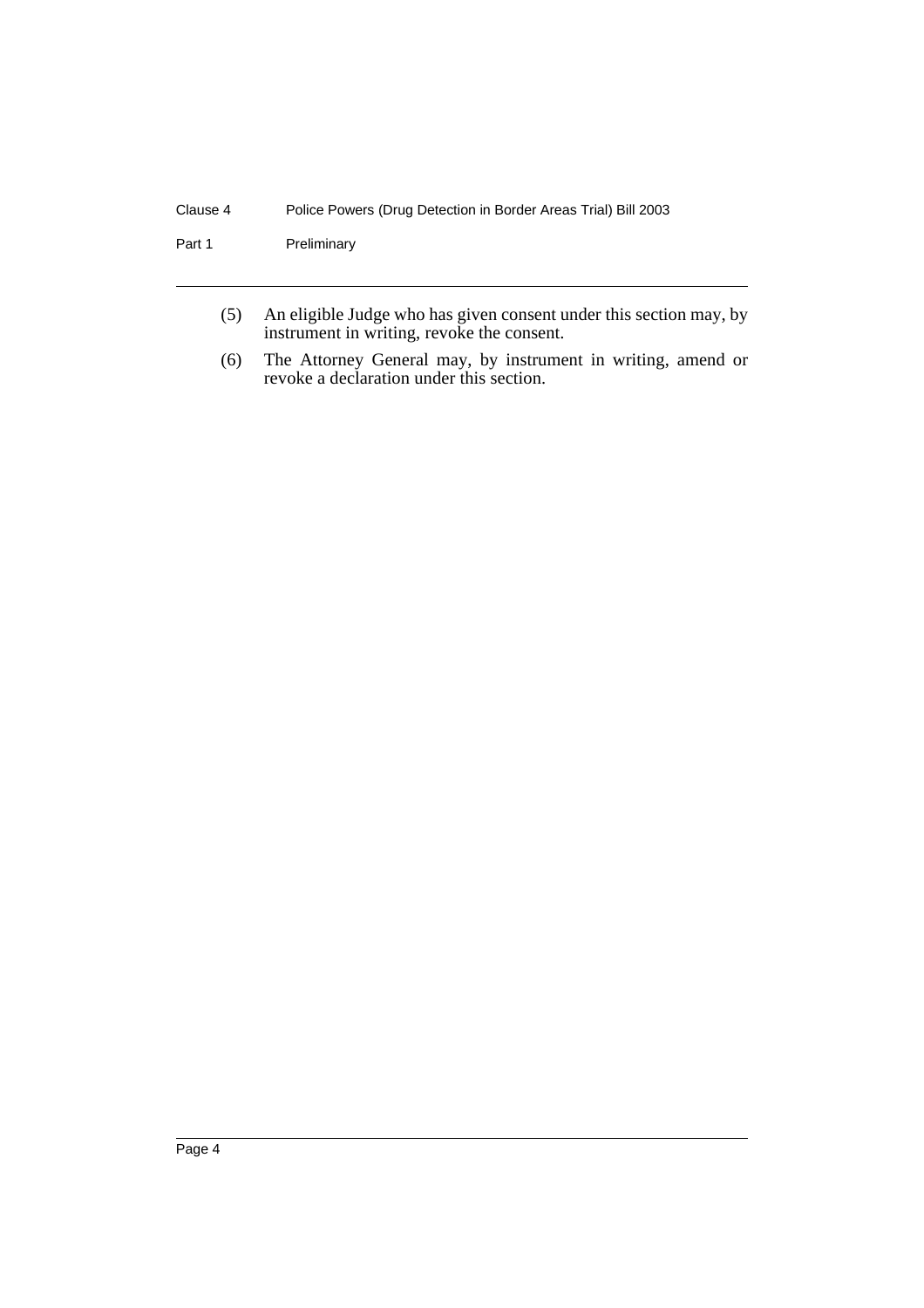(5) An eligible Judge who has given consent under this section may, by instrument in writing, revoke the consent.

(6) The Attorney General may, by instrument in writing, amend or revoke a declaration under this section.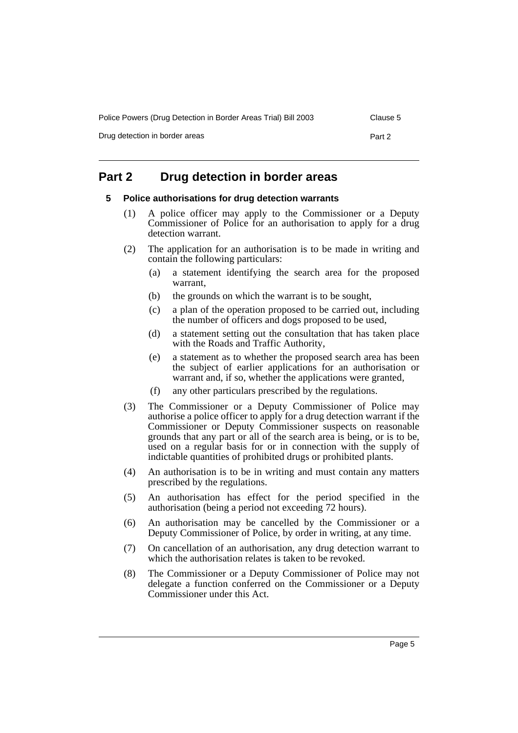## Part 2 Drug detection in border areas

### 5 Police authorisations for drug detection warrants

(1) A police officer may apply to the Commissioner or a Deputy Commissioner of Police for an authorisation to apply for a drug detection warrant.

(2) The application for an authorisation is to be made in writing and contain the following particulars:

   (a) a statement identifying the search area for the proposed warrant,

   (b) the grounds on which the warrant is to be sought,

   (c) a plan of the operation proposed to be carried out, including the number of officers and dogs proposed to be used,

   (d) a statement setting out the consultation that has taken place with the Roads and Traffic Authority,

   (e) a statement as to whether the proposed search area has been the subject of earlier applications for an authorisation or warrant and, if so, whether the applications were granted,

   (f) any other particulars prescribed by the regulations.

(3) The Commissioner or a Deputy Commissioner of Police may authorise a police officer to apply for a drug detection warrant if the Commissioner or Deputy Commissioner suspects on reasonable grounds that any part or all of the search area is being, or is to be, used on a regular basis for or in connection with the supply of indictable quantities of prohibited drugs or prohibited plants.

(4) An authorisation is to be in writing and must contain any matters prescribed by the regulations.

(5) An authorisation has effect for the period specified in the authorisation (being a period not exceeding 72 hours).

(6) An authorisation may be cancelled by the Commissioner or a Deputy Commissioner of Police, by order in writing, at any time.

(7) On cancellation of an authorisation, any drug detection warrant to which the authorisation relates is taken to be revoked.

(8) The Commissioner or a Deputy Commissioner of Police may not delegate a function conferred on the Commissioner or a Deputy Commissioner under this Act.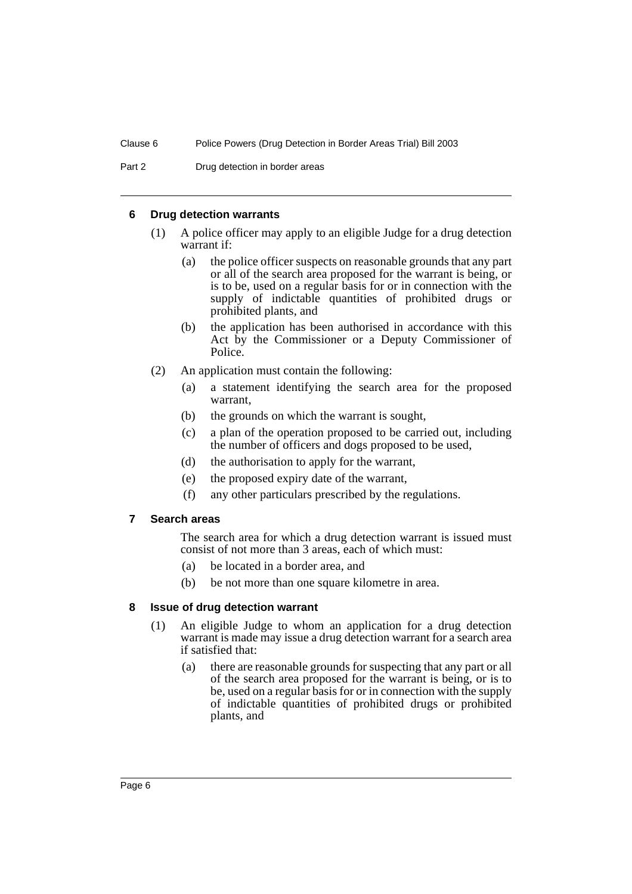### 6 Drug detection warrants

(1) A police officer may apply to an eligible Judge for a drug detection warrant if:

(a) the police officer suspects on reasonable grounds that any part or all of the search area proposed for the warrant is being, or is to be, used on a regular basis for or in connection with the supply of indictable quantities of prohibited drugs or prohibited plants, and

(b) the application has been authorised in accordance with this Act by the Commissioner or a Deputy Commissioner of Police.

(2) An application must contain the following:

(a) a statement identifying the search area for the proposed warrant,

(b) the grounds on which the warrant is sought,

(c) a plan of the operation proposed to be carried out, including the number of officers and dogs proposed to be used,

(d) the authorisation to apply for the warrant,

(e) the proposed expiry date of the warrant,

(f) any other particulars prescribed by the regulations.

### 7 Search areas

The search area for which a drug detection warrant is issued must consist of not more than 3 areas, each of which must:

(a) be located in a border area, and

(b) be not more than one square kilometre in area.

### 8 Issue of drug detection warrant

(1) An eligible Judge to whom an application for a drug detection warrant is made may issue a drug detection warrant for a search area if satisfied that:

(a) there are reasonable grounds for suspecting that any part or all of the search area proposed for the warrant is being, or is to be, used on a regular basis for or in connection with the supply of indictable quantities of prohibited drugs or prohibited plants, and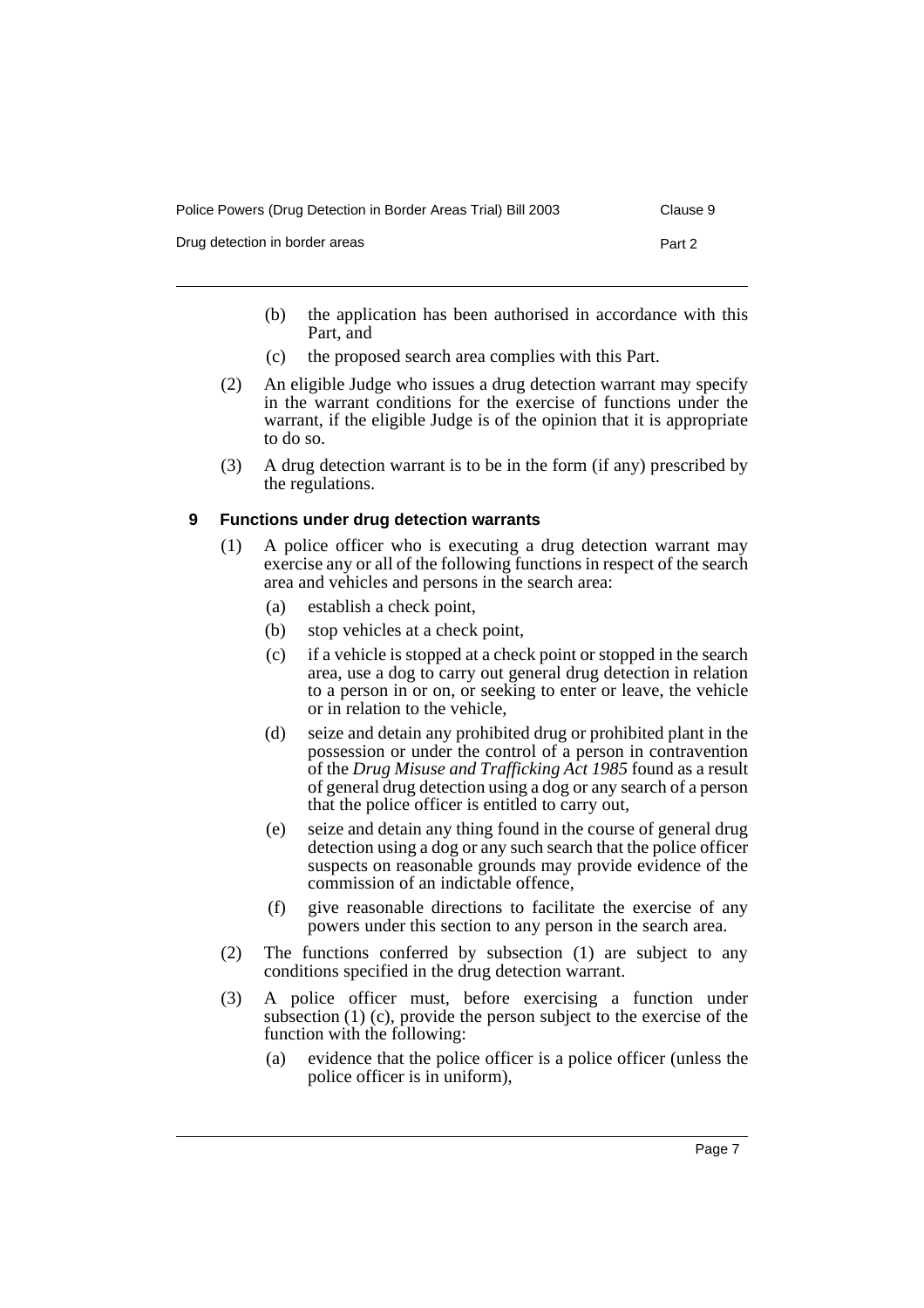(b) the application has been authorised in accordance with this Part, and

(c) the proposed search area complies with this Part.

(2) An eligible Judge who issues a drug detection warrant may specify in the warrant conditions for the exercise of functions under the warrant, if the eligible Judge is of the opinion that it is appropriate to do so.

(3) A drug detection warrant is to be in the form (if any) prescribed by the regulations.

### 9 Functions under drug detection warrants

(1) A police officer who is executing a drug detection warrant may exercise any or all of the following functions in respect of the search area and vehicles and persons in the search area:

(a) establish a check point,

(b) stop vehicles at a check point,

(c) if a vehicle is stopped at a check point or stopped in the search area, use a dog to carry out general drug detection in relation to a person in or on, or seeking to enter or leave, the vehicle or in relation to the vehicle,

(d) seize and detain any prohibited drug or prohibited plant in the possession or under the control of a person in contravention of the *Drug Misuse and Trafficking Act 1985* found as a result of general drug detection using a dog or any search of a person that the police officer is entitled to carry out,

(e) seize and detain any thing found in the course of general drug detection using a dog or any such search that the police officer suspects on reasonable grounds may provide evidence of the commission of an indictable offence,

(f) give reasonable directions to facilitate the exercise of any powers under this section to any person in the search area.

(2) The functions conferred by subsection (1) are subject to any conditions specified in the drug detection warrant.

(3) A police officer must, before exercising a function under subsection (1) (c), provide the person subject to the exercise of the function with the following:

(a) evidence that the police officer is a police officer (unless the police officer is in uniform),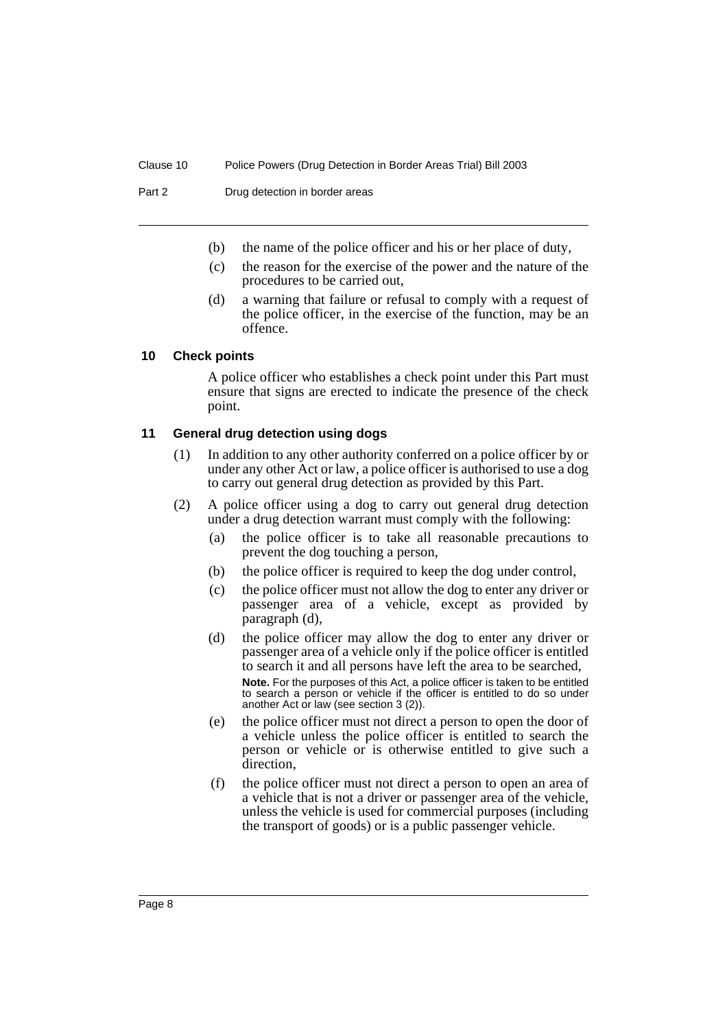(b) the name of the police officer and his or her place of duty,

(c) the reason for the exercise of the power and the nature of the procedures to be carried out,

(d) a warning that failure or refusal to comply with a request of the police officer, in the exercise of the function, may be an offence.

### 10 Check points

A police officer who establishes a check point under this Part must ensure that signs are erected to indicate the presence of the check point.

### 11 General drug detection using dogs

(1) In addition to any other authority conferred on a police officer by or under any other Act or law, a police officer is authorised to use a dog to carry out general drug detection as provided by this Part.

(2) A police officer using a dog to carry out general drug detection under a drug detection warrant must comply with the following:

(a) the police officer is to take all reasonable precautions to prevent the dog touching a person,

(b) the police officer is required to keep the dog under control,

(c) the police officer must not allow the dog to enter any driver or passenger area of a vehicle, except as provided by paragraph (d),

(d) the police officer may allow the dog to enter any driver or passenger area of a vehicle only if the police officer is entitled to search it and all persons have left the area to be searched,

**Note.** For the purposes of this Act, a police officer is taken to be entitled to search a person or vehicle if the officer is entitled to do so under another Act or law (see section 3 (2)).

(e) the police officer must not direct a person to open the door of a vehicle unless the police officer is entitled to search the person or vehicle or is otherwise entitled to give such a direction,

(f) the police officer must not direct a person to open an area of a vehicle that is not a driver or passenger area of the vehicle, unless the vehicle is used for commercial purposes (including the transport of goods) or is a public passenger vehicle.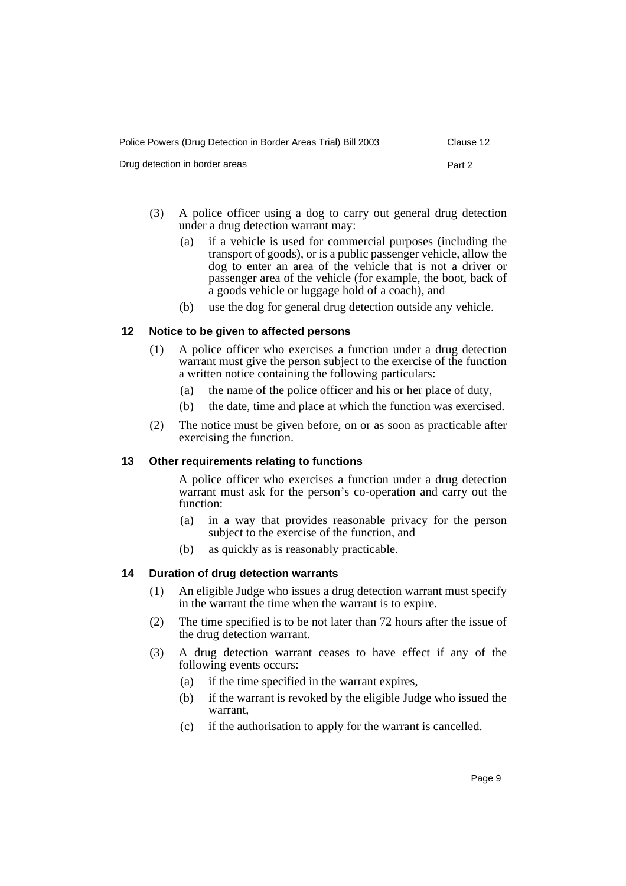(3) A police officer using a dog to carry out general drug detection under a drug detection warrant may:

(a) if a vehicle is used for commercial purposes (including the transport of goods), or is a public passenger vehicle, allow the dog to enter an area of the vehicle that is not a driver or passenger area of the vehicle (for example, the boot, back of a goods vehicle or luggage hold of a coach), and

(b) use the dog for general drug detection outside any vehicle.

### 12 Notice to be given to affected persons

(1) A police officer who exercises a function under a drug detection warrant must give the person subject to the exercise of the function a written notice containing the following particulars:

(a) the name of the police officer and his or her place of duty,

(b) the date, time and place at which the function was exercised.

(2) The notice must be given before, on or as soon as practicable after exercising the function.

### 13 Other requirements relating to functions

A police officer who exercises a function under a drug detection warrant must ask for the person's co-operation and carry out the function:

(a) in a way that provides reasonable privacy for the person subject to the exercise of the function, and

(b) as quickly as is reasonably practicable.

### 14 Duration of drug detection warrants

(1) An eligible Judge who issues a drug detection warrant must specify in the warrant the time when the warrant is to expire.

(2) The time specified is to be not later than 72 hours after the issue of the drug detection warrant.

(3) A drug detection warrant ceases to have effect if any of the following events occurs:

(a) if the time specified in the warrant expires,

(b) if the warrant is revoked by the eligible Judge who issued the warrant,

(c) if the authorisation to apply for the warrant is cancelled.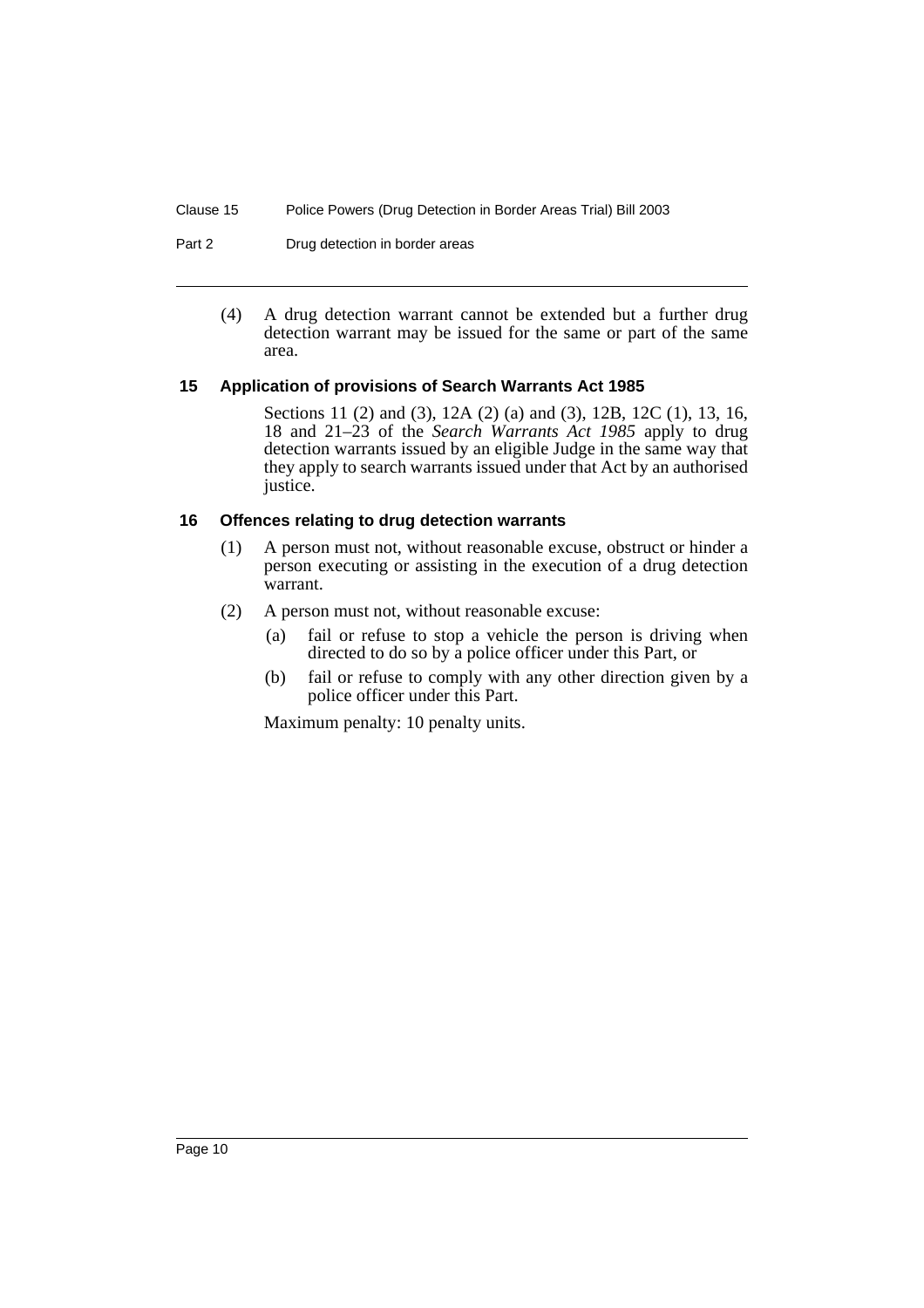(4) A drug detection warrant cannot be extended but a further drug detection warrant may be issued for the same or part of the same area.

### 15 Application of provisions of Search Warrants Act 1985

Sections 11 (2) and (3), 12A (2) (a) and (3), 12B, 12C (1), 13, 16, 18 and 21–23 of the *Search Warrants Act 1985* apply to drug detection warrants issued by an eligible Judge in the same way that they apply to search warrants issued under that Act by an authorised justice.

### 16 Offences relating to drug detection warrants

(1) A person must not, without reasonable excuse, obstruct or hinder a person executing or assisting in the execution of a drug detection warrant.

(2) A person must not, without reasonable excuse:

- (a) fail or refuse to stop a vehicle the person is driving when directed to do so by a police officer under this Part, or
- (b) fail or refuse to comply with any other direction given by a police officer under this Part.

Maximum penalty: 10 penalty units.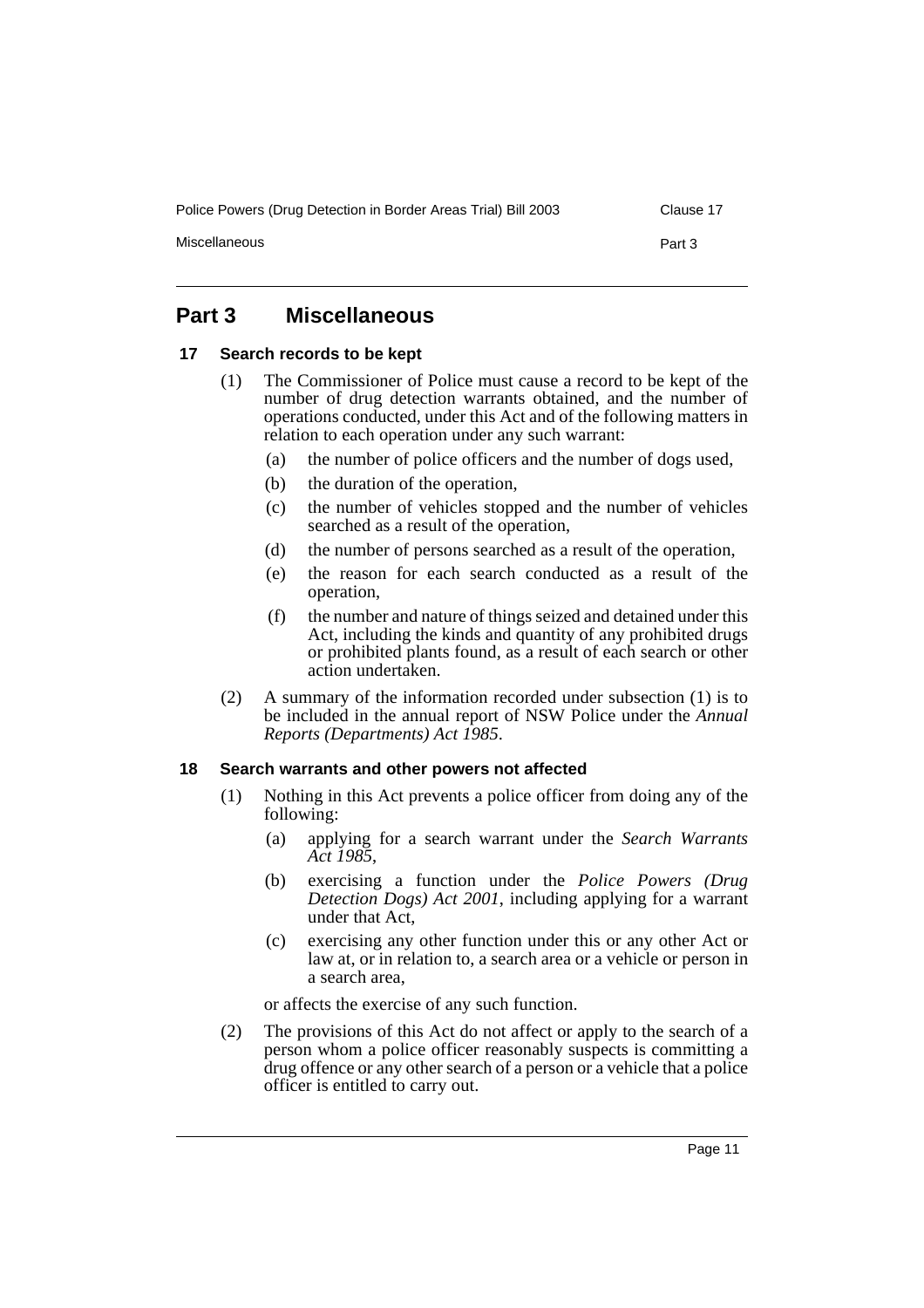# Part 3 Miscellaneous

## 17 Search records to be kept

(1) The Commissioner of Police must cause a record to be kept of the number of drug detection warrants obtained, and the number of operations conducted, under this Act and of the following matters in relation to each operation under any such warrant:

- (a) the number of police officers and the number of dogs used,
- (b) the duration of the operation,
- (c) the number of vehicles stopped and the number of vehicles searched as a result of the operation,
- (d) the number of persons searched as a result of the operation,
- (e) the reason for each search conducted as a result of the operation,
- (f) the number and nature of things seized and detained under this Act, including the kinds and quantity of any prohibited drugs or prohibited plants found, as a result of each search or other action undertaken.

(2) A summary of the information recorded under subsection (1) is to be included in the annual report of NSW Police under the *Annual Reports (Departments) Act 1985*.

## 18 Search warrants and other powers not affected

(1) Nothing in this Act prevents a police officer from doing any of the following:

- (a) applying for a search warrant under the *Search Warrants Act 1985*,
- (b) exercising a function under the *Police Powers (Drug Detection Dogs) Act 2001*, including applying for a warrant under that Act,
- (c) exercising any other function under this or any other Act or law at, or in relation to, a search area or a vehicle or person in a search area,

or affects the exercise of any such function.

(2) The provisions of this Act do not affect or apply to the search of a person whom a police officer reasonably suspects is committing a drug offence or any other search of a person or a vehicle that a police officer is entitled to carry out.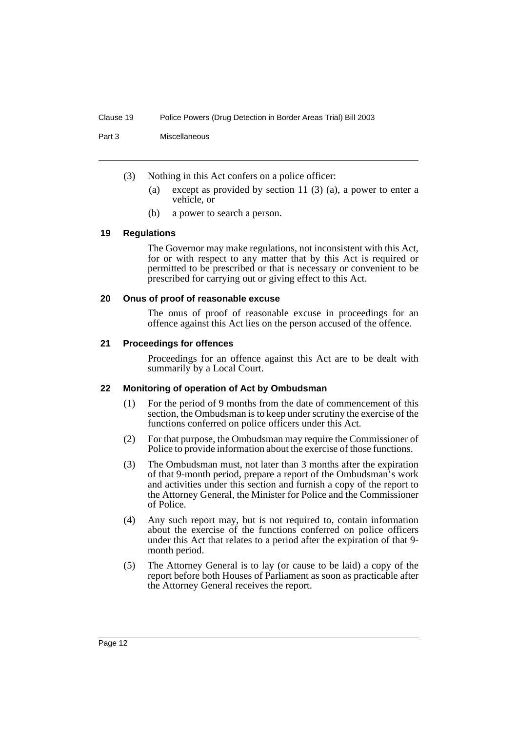(3) Nothing in this Act confers on a police officer:

(a) except as provided by section 11 (3) (a), a power to enter a vehicle, or

(b) a power to search a person.

### 19 Regulations

The Governor may make regulations, not inconsistent with this Act, for or with respect to any matter that by this Act is required or permitted to be prescribed or that is necessary or convenient to be prescribed for carrying out or giving effect to this Act.

### 20 Onus of proof of reasonable excuse

The onus of proof of reasonable excuse in proceedings for an offence against this Act lies on the person accused of the offence.

### 21 Proceedings for offences

Proceedings for an offence against this Act are to be dealt with summarily by a Local Court.

### 22 Monitoring of operation of Act by Ombudsman

(1) For the period of 9 months from the date of commencement of this section, the Ombudsman is to keep under scrutiny the exercise of the functions conferred on police officers under this Act.

(2) For that purpose, the Ombudsman may require the Commissioner of Police to provide information about the exercise of those functions.

(3) The Ombudsman must, not later than 3 months after the expiration of that 9-month period, prepare a report of the Ombudsman's work and activities under this section and furnish a copy of the report to the Attorney General, the Minister for Police and the Commissioner of Police.

(4) Any such report may, but is not required to, contain information about the exercise of the functions conferred on police officers under this Act that relates to a period after the expiration of that 9-month period.

(5) The Attorney General is to lay (or cause to be laid) a copy of the report before both Houses of Parliament as soon as practicable after the Attorney General receives the report.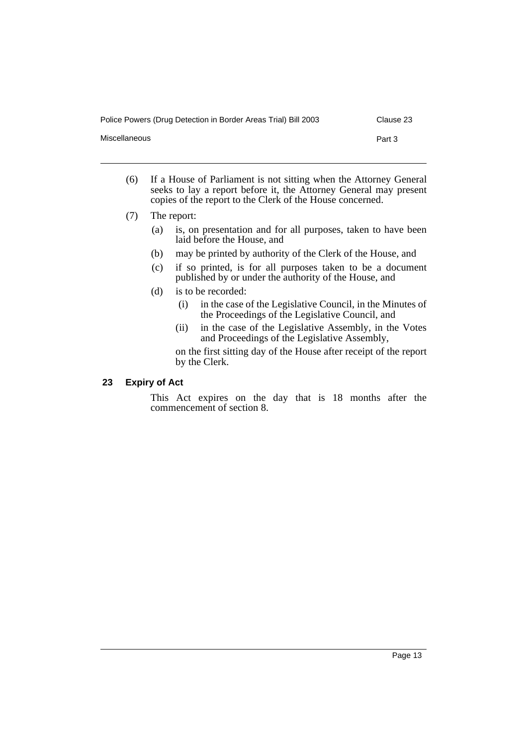(6) If a House of Parliament is not sitting when the Attorney General seeks to lay a report before it, the Attorney General may present copies of the report to the Clerk of the House concerned.

(7) The report:

  (a) is, on presentation and for all purposes, taken to have been laid before the House, and

  (b) may be printed by authority of the Clerk of the House, and

  (c) if so printed, is for all purposes taken to be a document published by or under the authority of the House, and

  (d) is to be recorded:

    (i) in the case of the Legislative Council, in the Minutes of the Proceedings of the Legislative Council, and

    (ii) in the case of the Legislative Assembly, in the Votes and Proceedings of the Legislative Assembly,

  on the first sitting day of the House after receipt of the report by the Clerk.

### 23 Expiry of Act

This Act expires on the day that is 18 months after the commencement of section 8.